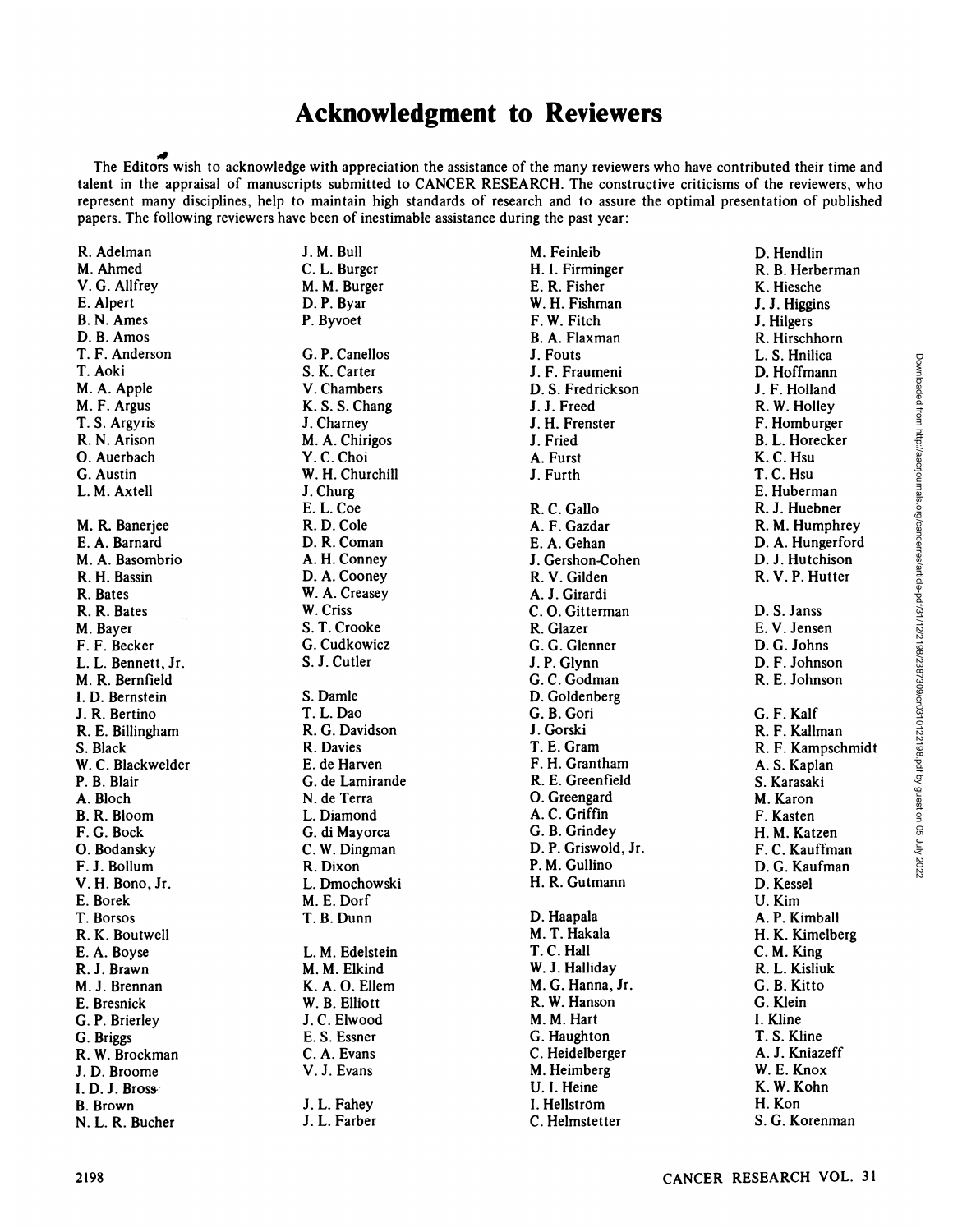# Acknowledgment to Reviewers

The Editors wish to acknowledge with appreciation the assistance of the many reviewers who have contributed their time and talent in the appraisal of manuscripts submitted to CANCER RESEARCH. The constructive criticisms of the reviewers, who represent many disciplines, help to maintain high standards of research and to assure the optimal presentation of published papers. The following reviewers have been of inestimable assistance during the past year:

R. Adelman
M. Ahmed
V. G. Allfrey
E. Alpert
B. N. Ames
D. B. Amos
T. F. Anderson
T. Aoki
M. A. Apple
M. F. Argus
T. S. Argyris
R. N. Arison
O. Auerbach
G. Austin
L. M. Axtell

M. R. Banerjee
E. A. Barnard
M. A. Basombrio
R. H. Bassin
R. Bates
R. R. Bates
M. Bayer
F. F. Becker
L. L. Bennett, Jr.
M. R. Bernfield
I. D. Bernstein
J. R. Bertino
R. E. Billingham
S. Black
W. C. Blackwelder
P. B. Blair
A. Bloch
B. R. Bloom
F. G. Bock
O. Bodansky
F. J. Bollum
V. H. Bono, Jr.
E. Borek
T. Borsos
R. K. Boutwell
E. A. Boyse
R. J. Brawn
M. J. Brennan
E. Bresnick
G. P. Brierley
G. Briggs
R. W. Brockman
J. D. Broome
I. D. J. Bross
B. Brown
N. L. R. Bucher

J. M. Bull
C. L. Burger
M. M. Burger
D. P. Byar
P. Byvoet

G. P. Canellos
S. K. Carter
V. Chambers
K. S. S. Chang
J. Charney
M. A. Chirigos
Y. C. Choi
W. H. Churchill
J. Churg
E. L. Coe
R. D. Cole
D. R. Coman
A. H. Conney
D. A. Cooney
W. A. Creasey
W. Criss
S. T. Crooke
G. Cudkowicz
S. J. Cutler

S. Damle
T. L. Dao
R. G. Davidson
R. Davies
E. de Harven
G. de Lamirande
N. de Terra
L. Diamond
G. di Mayorca
C. W. Dingman
R. Dixon
L. Dmochowski
M. E. Dorf
T. B. Dunn

L. M. Edelstein
M. M. Elkind
K. A. O. Ellem
W. B. Elliott
J. C. Elwood
E. S. Essner
C. A. Evans
V. J. Evans

J. L. Fahey
J. L. Farber

M. Feinleib
H. I. Firminger
E. R. Fisher
W. H. Fishman
F. W. Fitch
B. A. Flaxman
J. Fouts
J. F. Fraumeni
D. S. Fredrickson
J. J. Freed
J. H. Frenster
J. Fried
A. Furst
J. Furth

R. C. Gallo
A. F. Gazdar
E. A. Gehan
J. Gershon-Cohen
R. V. Gilden
A. J. Girardi
C. O. Gitterman
R. Glazer
G. G. Glenner
J. P. Glynn
G. C. Godman
D. Goldenberg
G. B. Gori
J. Gorski
T. E. Gram
F. H. Grantham
R. E. Greenfield
O. Greengard
A. C. Griffin
G. B. Grindey
D. P. Griswold, Jr.
P. M. Gullino
H. R. Gutmann

D. Haapala
M. T. Hakala
T. C. Hall
W. J. Halliday
M. G. Hanna, Jr.
R. W. Hanson
M. M. Hart
G. Haughton
C. Heidelberger
M. Heimberg
U. I. Heine
I. Hellström
C. Helmstetter

D. Hendlin
R. B. Herberman
K. Hiesche
J. J. Higgins
J. Hilgers
R. Hirschhorn
L. S. Hnilica
D. Hoffmann
J. F. Holland
R. W. Holley
F. Homburger
B. L. Horecker
K. C. Hsu
T. C. Hsu
E. Huberman
R. J. Huebner
R. M. Humphrey
D. A. Hungerford
D. J. Hutchison
R. V. P. Hutter

D. S. Janss
E. V. Jensen
D. G. Johns
D. F. Johnson
R. E. Johnson

G. F. Kalf
R. F. Kallman
R. F. Kampschmidt
A. S. Kaplan
S. Karasaki
M. Karon
F. Kasten
H. M. Katzen
F. C. Kauffman
D. G. Kaufman
D. Kessel
U. Kim
A. P. Kimball
H. K. Kimelberg
C. M. King
R. L. Kisliuk
G. B. Kitto
G. Klein
I. Kline
T. S. Kline
A. J. Kniazeff
W. E. Knox
K. W. Kohn
H. Kon
S. G. Korenman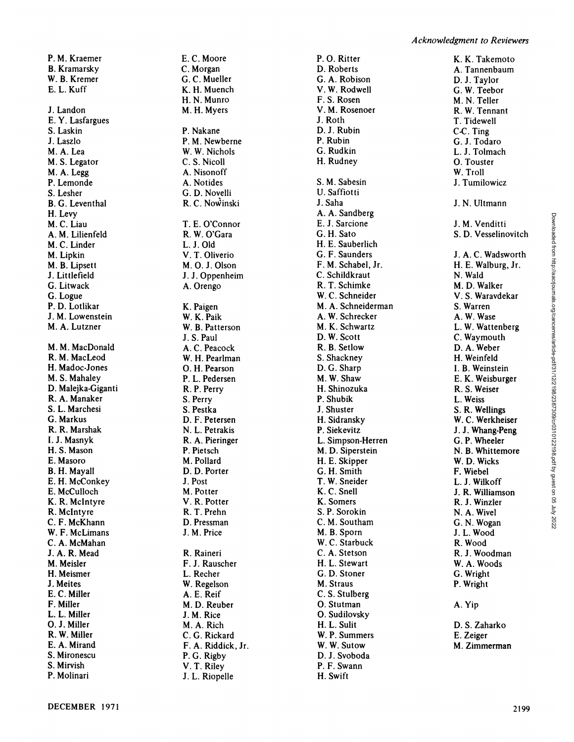P. M. Kraemer
B. Kramarsky
W. B. Kremer
E. L. Kuff

J. Landon
E. Y. Lasfargues
S. Laskin
J. Laszlo
M. A. Lea
M. S. Legator
M. A. Legg
P. Lemonde
S. Lesher
B. G. Leventhal
H. Levy
M. C. Liau
A. M. Lilienfeld
M. C. Linder
M. Lipkin
M. B. Lipsett
J. Littlefield
G. Litwack
G. Logue
P. D. Lotlikar
J. M. Lowenstein
M. A. Lutzner

M. M. MacDonald
R. M. MacLeod
H. Madoc-Jones
M. S. Mahaley
D. Malejka-Giganti
R. A. Manaker
S. L. Marchesi
G. Markus
R. R. Marshak
I. J. Masnyk
H. S. Mason
E. Masoro
B. H. Mayall
E. H. McConkey
E. McCulloch
K. R. McIntyre
R. McIntyre
C. F. McKhann
W. F. McLimans
C. A. McMahan
J. A. R. Mead
M. Meisler
H. Meismer
J. Meites
E. C. Miller
F. Miller
L. L. Miller
O. J. Miller
R. W. Miller
E. A. Mirand
S. Mironescu
S. Mirvish
P. Molinari

E. C. Moore
C. Morgan
G. C. Mueller
K. H. Muench
H. N. Munro
M. H. Myers

P. Nakane
P. M. Newberne
W. W. Nichols
C. S. Nicoll
A. Nisonoff
A. Notides
G. D. Novelli
R. C. Nowinski

T. E. O'Connor
R. W. O'Gara
L. J. Old
V. T. Oliverio
M. O. J. Olson
J. J. Oppenheim
A. Orengo

K. Paigen
W. K. Paik
W. B. Patterson
J. S. Paul
A. C. Peacock
W. H. Pearlman
O. H. Pearson
P. L. Pedersen
R. P. Perry
S. Perry
S. Pestka
D. F. Petersen
N. L. Petrakis
R. A. Pieringer
P. Pietsch
M. Pollard
D. D. Porter
J. Post
M. Potter
V. R. Potter
R. T. Prehn
D. Pressman
J. M. Price

R. Raineri
F. J. Rauscher
L. Recher
W. Regelson
A. E. Reif
M. D. Reuber
J. M. Rice
M. A. Rich
C. G. Rickard
F. A. Riddick, Jr.
P. G. Rigby
V. T. Riley
J. L. Riopelle

P. O. Ritter
D. Roberts
G. A. Robison
V. W. Rodwell
F. S. Rosen
V. M. Rosenoer
J. Roth
D. J. Rubin
P. Rubin
G. Rudkin
H. Rudney

S. M. Sabesin
U. Saffiotti
J. Saha
A. A. Sandberg
E. J. Sarcione
G. H. Sato
H. E. Sauberlich
G. F. Saunders
F. M. Schabel, Jr.
C. Schildkraut
R. T. Schimke
W. C. Schneider
M. A. Schneiderman
A. W. Schrecker
M. K. Schwartz
D. W. Scott
R. B. Setlow
S. Shackney
D. G. Sharp
M. W. Shaw
H. Shinozuka
P. Shubik
J. Shuster
H. Sidransky
P. Siekevitz
L. Simpson-Herren
M. D. Siperstein
H. E. Skipper
G. H. Smith
T. W. Sneider
K. C. Snell
K. Somers
S. P. Sorokin
C. M. Southam
M. B. Sporn
W. C. Starbuck
C. A. Stetson
H. L. Stewart
G. D. Stoner
M. Straus
C. S. Stulberg
O. Stutman
O. Sudilovsky
H. L. Sulit
W. P. Summers
W. W. Sutow
D. J. Svoboda
P. F. Swann
H. Swift

K. K. Takemoto
A. Tannenbaum
D. J. Taylor
G. W. Teebor
M. N. Teller
R. W. Tennant
T. Tidewell
C-C. Ting
G. J. Todaro
L. J. Tolmach
O. Touster
W. Troll
J. Tumilowicz

J. N. Ultmann

J. M. Venditti
S. D. Vesselinovitch

J. A. C. Wadsworth
H. E. Walburg, Jr.
N. Wald
M. D. Walker
V. S. Waravdekar
S. Warren
A. W. Wase
L. W. Wattenberg
C. Waymouth
D. A. Weber
H. Weinfeld
I. B. Weinstein
E. K. Weisburger
R. S. Weiser
L. Weiss
S. R. Wellings
W. C. Werkheiser
J. J. Whang-Peng
G. P. Wheeler
N. B. Whittemore
W. D. Wicks
F. Wiebel
L. J. Wilkoff
J. R. Williamson
R. J. Winzler
N. A. Wivel
G. N. Wogan
J. L. Wood
R. Wood
R. J. Woodman
W. A. Woods
G. Wright
P. Wright

A. Yip

D. S. Zaharko
E. Zeiger
M. Zimmerman